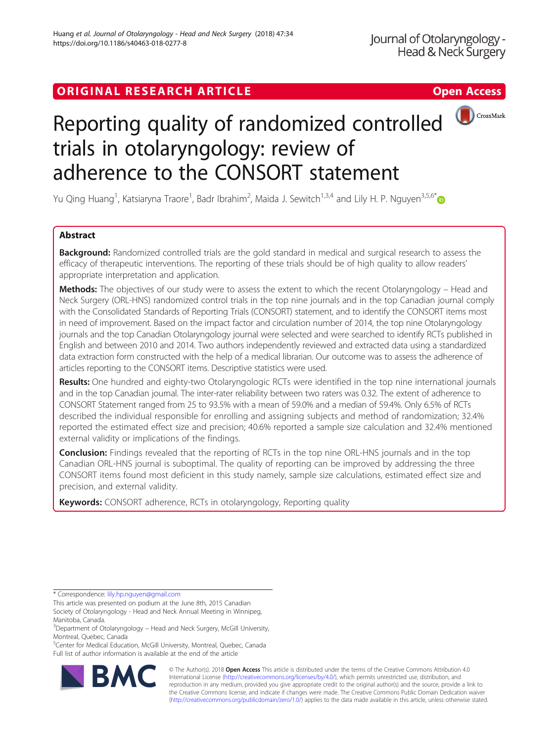ORIGINAL RESEARCH ARTICLE

Open Access

# Reporting quality of randomized controlled trials in otolaryngology: review of adherence to the CONSORT statement

Yu Qing Huang[1], Katsiaryna Traore[1], Badr Ibrahim[2], Maida J. Sewitch[1,3,4] and Lily H. P. Nguyen[3,5,6*]

## Abstract

**Background:** Randomized controlled trials are the gold standard in medical and surgical research to assess the efficacy of therapeutic interventions. The reporting of these trials should be of high quality to allow readers' appropriate interpretation and application.

**Methods:** The objectives of our study were to assess the extent to which the recent Otolaryngology – Head and Neck Surgery (ORL-HNS) randomized control trials in the top nine journals and in the top Canadian journal comply with the Consolidated Standards of Reporting Trials (CONSORT) statement, and to identify the CONSORT items most in need of improvement. Based on the impact factor and circulation number of 2014, the top nine Otolaryngology journals and the top Canadian Otolaryngology journal were selected and were searched to identify RCTs published in English and between 2010 and 2014. Two authors independently reviewed and extracted data using a standardized data extraction form constructed with the help of a medical librarian. Our outcome was to assess the adherence of articles reporting to the CONSORT items. Descriptive statistics were used.

**Results:** One hundred and eighty-two Otolaryngologic RCTs were identified in the top nine international journals and in the top Canadian journal. The inter-rater reliability between two raters was 0.32. The extent of adherence to CONSORT Statement ranged from 25 to 93.5% with a mean of 59.0% and a median of 59.4%. Only 6.5% of RCTs described the individual responsible for enrolling and assigning subjects and method of randomization; 32.4% reported the estimated effect size and precision; 40.6% reported a sample size calculation and 32.4% mentioned external validity or implications of the findings.

**Conclusion:** Findings revealed that the reporting of RCTs in the top nine ORL-HNS journals and in the top Canadian ORL-HNS journal is suboptimal. The quality of reporting can be improved by addressing the three CONSORT items found most deficient in this study namely, sample size calculations, estimated effect size and precision, and external validity.

**Keywords:** CONSORT adherence, RCTs in otolaryngology, Reporting quality

---

* Correspondence: lily.hp.nguyen@gmail.com

This article was presented on podium at the June 8th, 2015 Canadian Society of Otolaryngology - Head and Neck Annual Meeting in Winnipeg, Manitoba, Canada.

[3]Department of Otolaryngology – Head and Neck Surgery, McGill University, Montreal, Quebec, Canada

[5]Center for Medical Education, McGill University, Montreal, Quebec, Canada

Full list of author information is available at the end of the article

© The Author(s). 2018 **Open Access** This article is distributed under the terms of the Creative Commons Attribution 4.0 International License (http://creativecommons.org/licenses/by/4.0/), which permits unrestricted use, distribution, and reproduction in any medium, provided you give appropriate credit to the original author(s) and the source, provide a link to the Creative Commons license, and indicate if changes were made. The Creative Commons Public Domain Dedication waiver (http://creativecommons.org/publicdomain/zero/1.0/) applies to the data made available in this article, unless otherwise stated.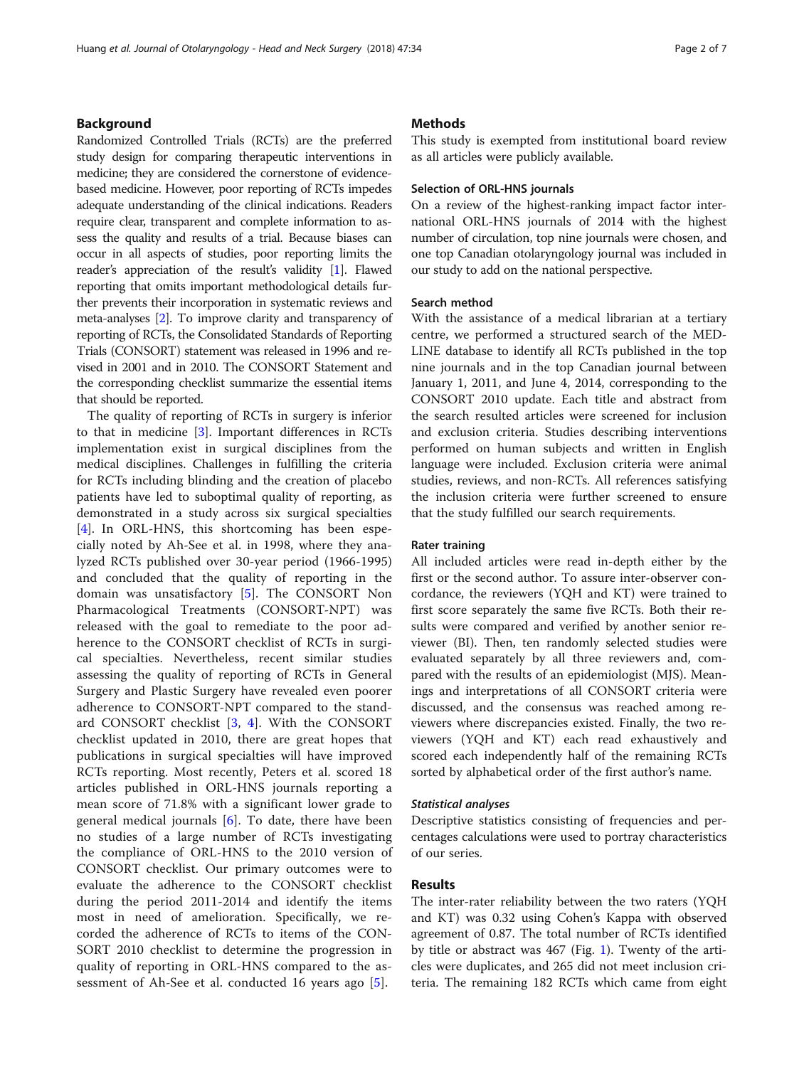## Background

Randomized Controlled Trials (RCTs) are the preferred study design for comparing therapeutic interventions in medicine; they are considered the cornerstone of evidence-based medicine. However, poor reporting of RCTs impedes adequate understanding of the clinical indications. Readers require clear, transparent and complete information to assess the quality and results of a trial. Because biases can occur in all aspects of studies, poor reporting limits the reader's appreciation of the result's validity [1]. Flawed reporting that omits important methodological details further prevents their incorporation in systematic reviews and meta-analyses [2]. To improve clarity and transparency of reporting of RCTs, the Consolidated Standards of Reporting Trials (CONSORT) statement was released in 1996 and revised in 2001 and in 2010. The CONSORT Statement and the corresponding checklist summarize the essential items that should be reported.

The quality of reporting of RCTs in surgery is inferior to that in medicine [3]. Important differences in RCTs implementation exist in surgical disciplines from the medical disciplines. Challenges in fulfilling the criteria for RCTs including blinding and the creation of placebo patients have led to suboptimal quality of reporting, as demonstrated in a study across six surgical specialties [4]. In ORL-HNS, this shortcoming has been especially noted by Ah-See et al. in 1998, where they analyzed RCTs published over 30-year period (1966-1995) and concluded that the quality of reporting in the domain was unsatisfactory [5]. The CONSORT Non Pharmacological Treatments (CONSORT-NPT) was released with the goal to remediate to the poor adherence to the CONSORT checklist of RCTs in surgical specialties. Nevertheless, recent similar studies assessing the quality of reporting of RCTs in General Surgery and Plastic Surgery have revealed even poorer adherence to CONSORT-NPT compared to the standard CONSORT checklist [3, 4]. With the CONSORT checklist updated in 2010, there are great hopes that publications in surgical specialties will have improved RCTs reporting. Most recently, Peters et al. scored 18 articles published in ORL-HNS journals reporting a mean score of 71.8% with a significant lower grade to general medical journals [6]. To date, there have been no studies of a large number of RCTs investigating the compliance of ORL-HNS to the 2010 version of CONSORT checklist. Our primary outcomes were to evaluate the adherence to the CONSORT checklist during the period 2011-2014 and identify the items most in need of amelioration. Specifically, we recorded the adherence of RCTs to items of the CONSORT 2010 checklist to determine the progression in quality of reporting in ORL-HNS compared to the assessment of Ah-See et al. conducted 16 years ago [5].

## Methods

This study is exempted from institutional board review as all articles were publicly available.

### Selection of ORL-HNS journals

On a review of the highest-ranking impact factor international ORL-HNS journals of 2014 with the highest number of circulation, top nine journals were chosen, and one top Canadian otolaryngology journal was included in our study to add on the national perspective.

### Search method

With the assistance of a medical librarian at a tertiary centre, we performed a structured search of the MEDLINE database to identify all RCTs published in the top nine journals and in the top Canadian journal between January 1, 2011, and June 4, 2014, corresponding to the CONSORT 2010 update. Each title and abstract from the search resulted articles were screened for inclusion and exclusion criteria. Studies describing interventions performed on human subjects and written in English language were included. Exclusion criteria were animal studies, reviews, and non-RCTs. All references satisfying the inclusion criteria were further screened to ensure that the study fulfilled our search requirements.

### Rater training

All included articles were read in-depth either by the first or the second author. To assure inter-observer concordance, the reviewers (YQH and KT) were trained to first score separately the same five RCTs. Both their results were compared and verified by another senior reviewer (BI). Then, ten randomly selected studies were evaluated separately by all three reviewers and, compared with the results of an epidemiologist (MJS). Meanings and interpretations of all CONSORT criteria were discussed, and the consensus was reached among reviewers where discrepancies existed. Finally, the two reviewers (YQH and KT) each read exhaustively and scored each independently half of the remaining RCTs sorted by alphabetical order of the first author's name.

#### *Statistical analyses*

Descriptive statistics consisting of frequencies and percentages calculations were used to portray characteristics of our series.

## Results

The inter-rater reliability between the two raters (YQH and KT) was 0.32 using Cohen's Kappa with observed agreement of 0.87. The total number of RCTs identified by title or abstract was 467 (Fig. 1). Twenty of the articles were duplicates, and 265 did not meet inclusion criteria. The remaining 182 RCTs which came from eight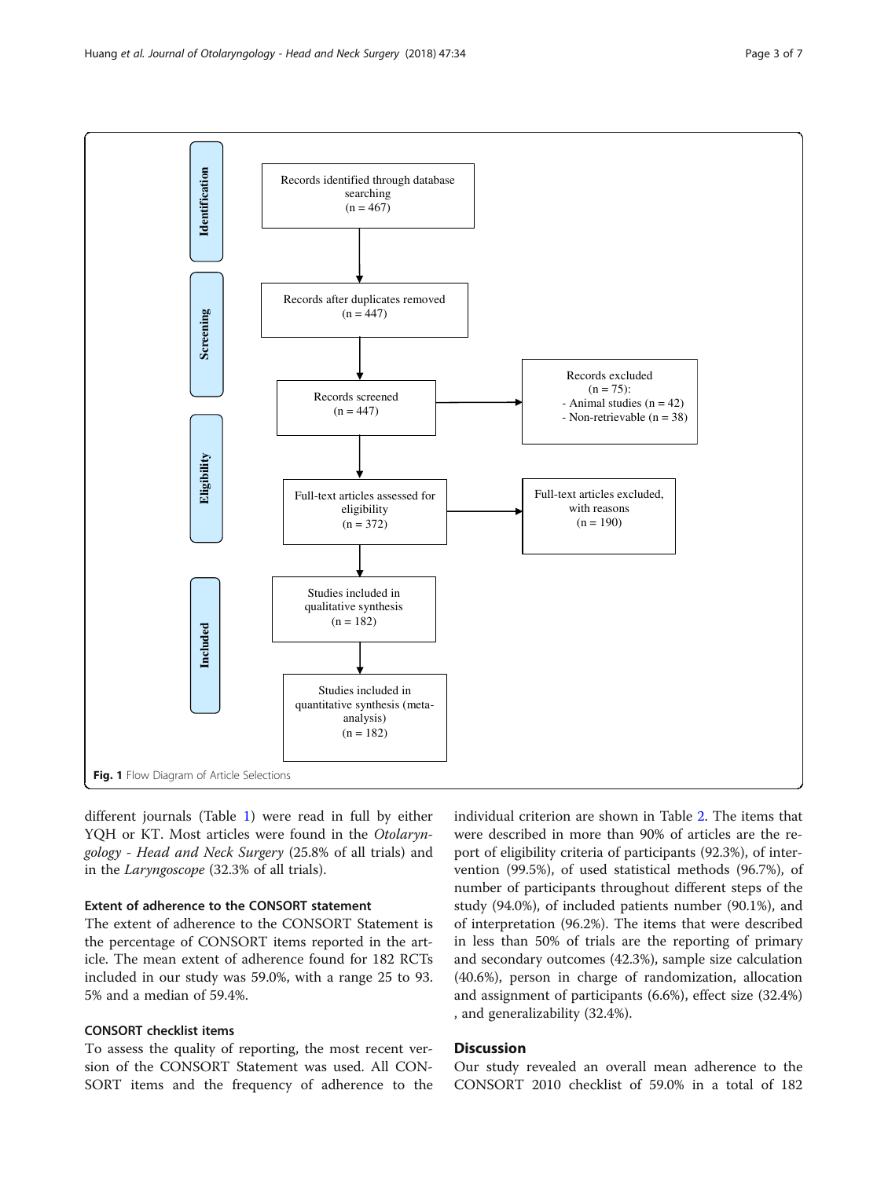Identification

Records identified through database searching (n = 467)

Screening

Records after duplicates removed (n = 447)

Records screened (n = 447)

Records excluded (n = 75):
- Animal studies (n = 42)
- Non-retrievable (n = 38)

Eligibility

Full-text articles assessed for eligibility (n = 372)

Full-text articles excluded, with reasons (n = 190)

Included

Studies included in qualitative synthesis (n = 182)

Studies included in quantitative synthesis (meta-analysis) (n = 182)

**Fig. 1** Flow Diagram of Article Selections

different journals (Table 1) were read in full by either YQH or KT. Most articles were found in the *Otolaryngology - Head and Neck Surgery* (25.8% of all trials) and in the *Laryngoscope* (32.3% of all trials).

### Extent of adherence to the CONSORT statement

The extent of adherence to the CONSORT Statement is the percentage of CONSORT items reported in the article. The mean extent of adherence found for 182 RCTs included in our study was 59.0%, with a range 25 to 93.5% and a median of 59.4%.

### CONSORT checklist items

To assess the quality of reporting, the most recent version of the CONSORT Statement was used. All CONSORT items and the frequency of adherence to the individual criterion are shown in Table 2. The items that were described in more than 90% of articles are the report of eligibility criteria of participants (92.3%), of intervention (99.5%), of used statistical methods (96.7%), of number of participants throughout different steps of the study (94.0%), of included patients number (90.1%), and of interpretation (96.2%). The items that were described in less than 50% of trials are the reporting of primary and secondary outcomes (42.3%), sample size calculation (40.6%), person in charge of randomization, allocation and assignment of participants (6.6%), effect size (32.4%), and generalizability (32.4%).

## Discussion

Our study revealed an overall mean adherence to the CONSORT 2010 checklist of 59.0% in a total of 182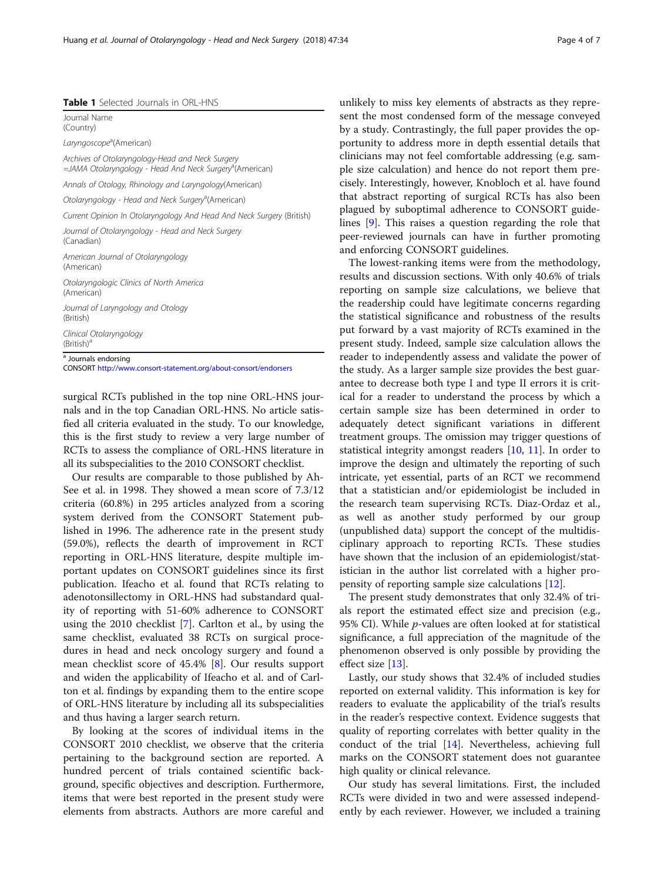**Table 1** Selected Journals in ORL-HNS

| Journal Name (Country) |
| --- |
| *Laryngoscope*[a](American) |
| *Archives of Otolaryngology-Head and Neck Surgery =JAMA Otolaryngology - Head And Neck Surgery*[a](American) |
| *Annals of Otology, Rhinology and Laryngology*(American) |
| *Otolaryngology - Head and Neck Surgery*[a](American) |
| *Current Opinion In Otolaryngology And Head And Neck Surgery* (British) |
| *Journal of Otolaryngology - Head and Neck Surgery* (Canadian) |
| *American Journal of Otolaryngology* (American) |
| *Otolaryngologic Clinics of North America* (American) |
| *Journal of Laryngology and Otology* (British) |
| *Clinical Otolaryngology* (British)[a] |

[a] Journals endorsing CONSORT http://www.consort-statement.org/about-consort/endorsers

surgical RCTs published in the top nine ORL-HNS journals and in the top Canadian ORL-HNS. No article satisfied all criteria evaluated in the study. To our knowledge, this is the first study to review a very large number of RCTs to assess the compliance of ORL-HNS literature in all its subspecialities to the 2010 CONSORT checklist.

Our results are comparable to those published by Ah-See et al. in 1998. They showed a mean score of 7.3/12 criteria (60.8%) in 295 articles analyzed from a scoring system derived from the CONSORT Statement published in 1996. The adherence rate in the present study (59.0%), reflects the dearth of improvement in RCT reporting in ORL-HNS literature, despite multiple important updates on CONSORT guidelines since its first publication. Ifeacho et al. found that RCTs relating to adenotonsillectomy in ORL-HNS had substandard quality of reporting with 51-60% adherence to CONSORT using the 2010 checklist [7]. Carlton et al., by using the same checklist, evaluated 38 RCTs on surgical procedures in head and neck oncology surgery and found a mean checklist score of 45.4% [8]. Our results support and widen the applicability of Ifeacho et al. and of Carlton et al. findings by expanding them to the entire scope of ORL-HNS literature by including all its subspecialities and thus having a larger search return.

By looking at the scores of individual items in the CONSORT 2010 checklist, we observe that the criteria pertaining to the background section are reported. A hundred percent of trials contained scientific background, specific objectives and description. Furthermore, items that were best reported in the present study were elements from abstracts. Authors are more careful and unlikely to miss key elements of abstracts as they represent the most condensed form of the message conveyed by a study. Contrastingly, the full paper provides the opportunity to address more in depth essential details that clinicians may not feel comfortable addressing (e.g. sample size calculation) and hence do not report them precisely. Interestingly, however, Knobloch et al. have found that abstract reporting of surgical RCTs has also been plagued by suboptimal adherence to CONSORT guidelines [9]. This raises a question regarding the role that peer-reviewed journals can have in further promoting and enforcing CONSORT guidelines.

The lowest-ranking items were from the methodology, results and discussion sections. With only 40.6% of trials reporting on sample size calculations, we believe that the readership could have legitimate concerns regarding the statistical significance and robustness of the results put forward by a vast majority of RCTs examined in the present study. Indeed, sample size calculation allows the reader to independently assess and validate the power of the study. As a larger sample size provides the best guarantee to decrease both type I and type II errors it is critical for a reader to understand the process by which a certain sample size has been determined in order to adequately detect significant variations in different treatment groups. The omission may trigger questions of statistical integrity amongst readers [10, 11]. In order to improve the design and ultimately the reporting of such intricate, yet essential, parts of an RCT we recommend that a statistician and/or epidemiologist be included in the research team supervising RCTs. Diaz-Ordaz et al., as well as another study performed by our group (unpublished data) support the concept of the multidisciplinary approach to reporting RCTs. These studies have shown that the inclusion of an epidemiologist/statistician in the author list correlated with a higher propensity of reporting sample size calculations [12].

The present study demonstrates that only 32.4% of trials report the estimated effect size and precision (e.g., 95% CI). While *p*-values are often looked at for statistical significance, a full appreciation of the magnitude of the phenomenon observed is only possible by providing the effect size [13].

Lastly, our study shows that 32.4% of included studies reported on external validity. This information is key for readers to evaluate the applicability of the trial's results in the reader's respective context. Evidence suggests that quality of reporting correlates with better quality in the conduct of the trial [14]. Nevertheless, achieving full marks on the CONSORT statement does not guarantee high quality or clinical relevance.

Our study has several limitations. First, the included RCTs were divided in two and were assessed independently by each reviewer. However, we included a training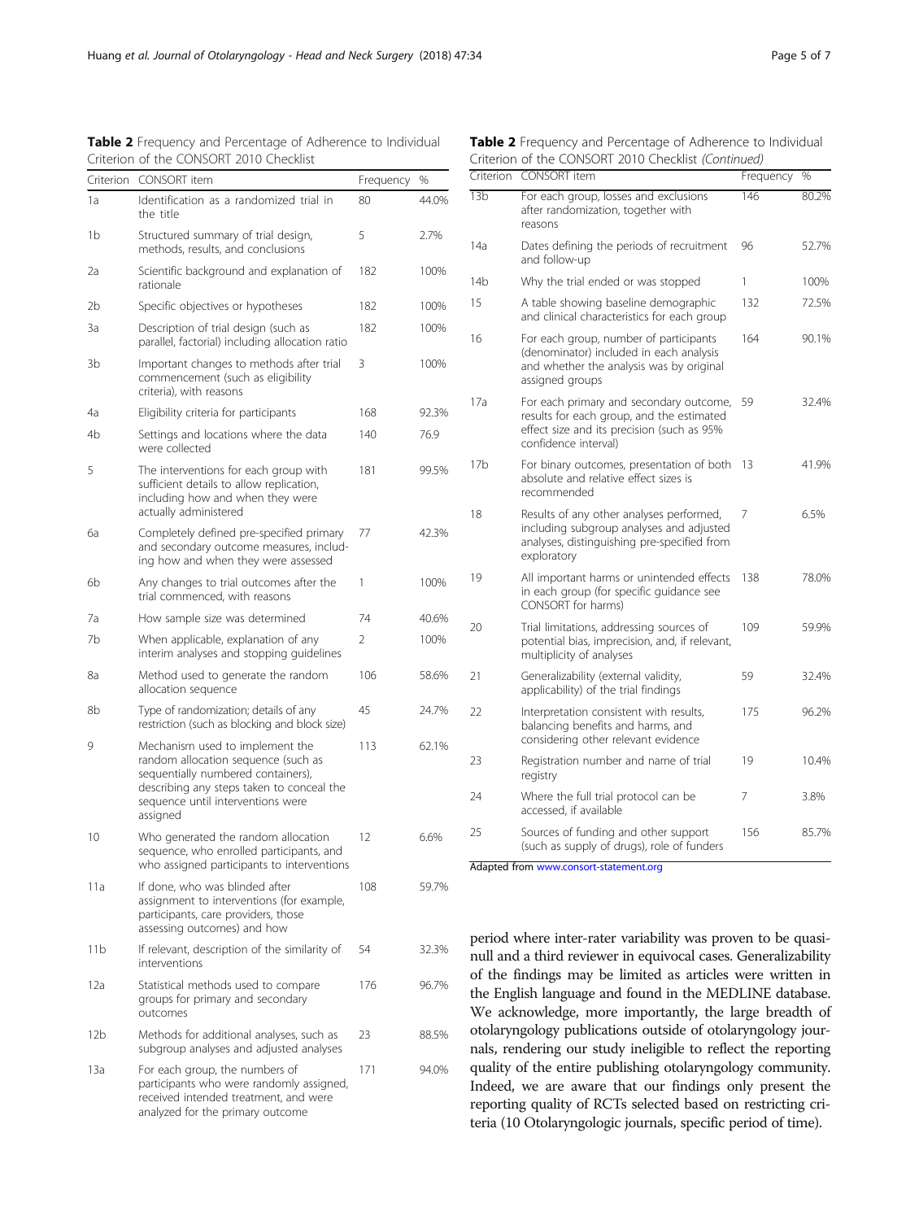**Table 2** Frequency and Percentage of Adherence to Individual Criterion of the CONSORT 2010 Checklist

| Criterion | CONSORT item | Frequency | % |
|---|---|---|---|
| 1a | Identification as a randomized trial in the title | 80 | 44.0% |
| 1b | Structured summary of trial design, methods, results, and conclusions | 5 | 2.7% |
| 2a | Scientific background and explanation of rationale | 182 | 100% |
| 2b | Specific objectives or hypotheses | 182 | 100% |
| 3a | Description of trial design (such as parallel, factorial) including allocation ratio | 182 | 100% |
| 3b | Important changes to methods after trial commencement (such as eligibility criteria), with reasons | 3 | 100% |
| 4a | Eligibility criteria for participants | 168 | 92.3% |
| 4b | Settings and locations where the data were collected | 140 | 76.9 |
| 5 | The interventions for each group with sufficient details to allow replication, including how and when they were actually administered | 181 | 99.5% |
| 6a | Completely defined pre-specified primary and secondary outcome measures, including how and when they were assessed | 77 | 42.3% |
| 6b | Any changes to trial outcomes after the trial commenced, with reasons | 1 | 100% |
| 7a | How sample size was determined | 74 | 40.6% |
| 7b | When applicable, explanation of any interim analyses and stopping guidelines | 2 | 100% |
| 8a | Method used to generate the random allocation sequence | 106 | 58.6% |
| 8b | Type of randomization; details of any restriction (such as blocking and block size) | 45 | 24.7% |
| 9 | Mechanism used to implement the random allocation sequence (such as sequentially numbered containers), describing any steps taken to conceal the sequence until interventions were assigned | 113 | 62.1% |
| 10 | Who generated the random allocation sequence, who enrolled participants, and who assigned participants to interventions | 12 | 6.6% |
| 11a | If done, who was blinded after assignment to interventions (for example, participants, care providers, those assessing outcomes) and how | 108 | 59.7% |
| 11b | If relevant, description of the similarity of interventions | 54 | 32.3% |
| 12a | Statistical methods used to compare groups for primary and secondary outcomes | 176 | 96.7% |
| 12b | Methods for additional analyses, such as subgroup analyses and adjusted analyses | 23 | 88.5% |
| 13a | For each group, the numbers of participants who were randomly assigned, received intended treatment, and were analyzed for the primary outcome | 171 | 94.0% |
| 13b | For each group, losses and exclusions after randomization, together with reasons | 146 | 80.2% |
| 14a | Dates defining the periods of recruitment and follow-up | 96 | 52.7% |
| 14b | Why the trial ended or was stopped | 1 | 100% |
| 15 | A table showing baseline demographic and clinical characteristics for each group | 132 | 72.5% |
| 16 | For each group, number of participants (denominator) included in each analysis and whether the analysis was by original assigned groups | 164 | 90.1% |
| 17a | For each primary and secondary outcome, results for each group, and the estimated effect size and its precision (such as 95% confidence interval) | 59 | 32.4% |
| 17b | For binary outcomes, presentation of both absolute and relative effect sizes is recommended | 13 | 41.9% |
| 18 | Results of any other analyses performed, including subgroup analyses and adjusted analyses, distinguishing pre-specified from exploratory | 7 | 6.5% |
| 19 | All important harms or unintended effects in each group (for specific guidance see CONSORT for harms) | 138 | 78.0% |
| 20 | Trial limitations, addressing sources of potential bias, imprecision, and, if relevant, multiplicity of analyses | 109 | 59.9% |
| 21 | Generalizability (external validity, applicability) of the trial findings | 59 | 32.4% |
| 22 | Interpretation consistent with results, balancing benefits and harms, and considering other relevant evidence | 175 | 96.2% |
| 23 | Registration number and name of trial registry | 19 | 10.4% |
| 24 | Where the full trial protocol can be accessed, if available | 7 | 3.8% |
| 25 | Sources of funding and other support (such as supply of drugs), role of funders | 156 | 85.7% |

Adapted from www.consort-statement.org

period where inter-rater variability was proven to be quasi-null and a third reviewer in equivocal cases. Generalizability of the findings may be limited as articles were written in the English language and found in the MEDLINE database. We acknowledge, more importantly, the large breadth of otolaryngology publications outside of otolaryngology journals, rendering our study ineligible to reflect the reporting quality of the entire publishing otolaryngology community. Indeed, we are aware that our findings only present the reporting quality of RCTs selected based on restricting criteria (10 Otolaryngologic journals, specific period of time).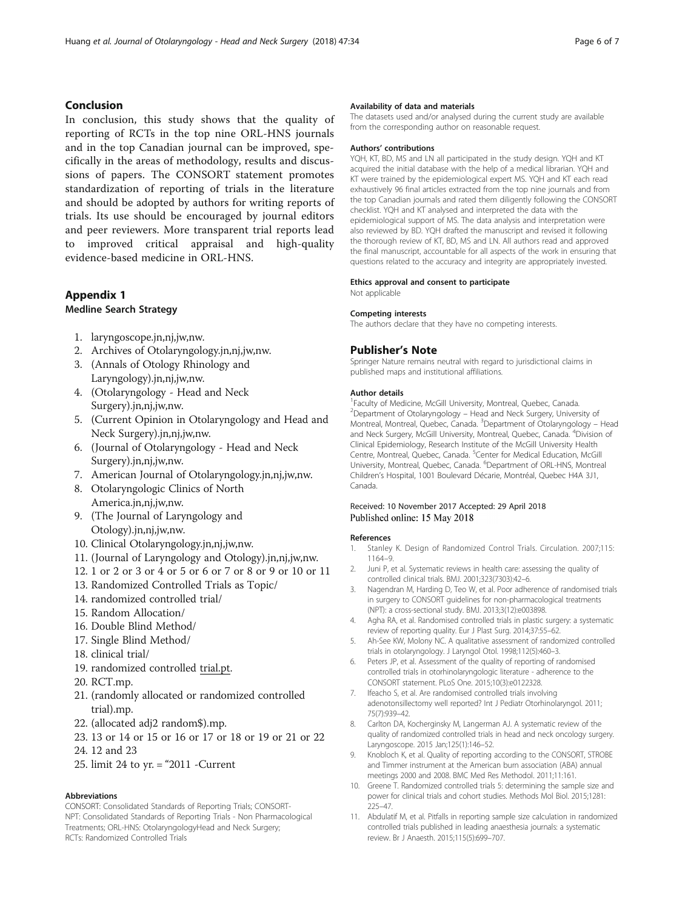## Conclusion

In conclusion, this study shows that the quality of reporting of RCTs in the top nine ORL-HNS journals and in the top Canadian journal can be improved, specifically in the areas of methodology, results and discussions of papers. The CONSORT statement promotes standardization of reporting of trials in the literature and should be adopted by authors for writing reports of trials. Its use should be encouraged by journal editors and peer reviewers. More transparent trial reports lead to improved critical appraisal and high-quality evidence-based medicine in ORL-HNS.

## Appendix 1

### Medline Search Strategy

1. laryngoscope.jn,nj,jw,nw.
2. Archives of Otolaryngology.jn,nj,jw,nw.
3. (Annals of Otology Rhinology and Laryngology).jn,nj,jw,nw.
4. (Otolaryngology - Head and Neck Surgery).jn,nj,jw,nw.
5. (Current Opinion in Otolaryngology and Head and Neck Surgery).jn,nj,jw,nw.
6. (Journal of Otolaryngology - Head and Neck Surgery).jn,nj,jw,nw.
7. American Journal of Otolaryngology.jn,nj,jw,nw.
8. Otolaryngologic Clinics of North America.jn,nj,jw,nw.
9. (The Journal of Laryngology and Otology).jn,nj,jw,nw.
10. Clinical Otolaryngology.jn,nj,jw,nw.
11. (Journal of Laryngology and Otology).jn,nj,jw,nw.
12. 1 or 2 or 3 or 4 or 5 or 6 or 7 or 8 or 9 or 10 or 11
13. Randomized Controlled Trials as Topic/
14. randomized controlled trial/
15. Random Allocation/
16. Double Blind Method/
17. Single Blind Method/
18. clinical trial/
19. randomized controlled trial.pt.
20. RCT.mp.
21. (randomly allocated or randomized controlled trial).mp.
22. (allocated adj2 random$).mp.
23. 13 or 14 or 15 or 16 or 17 or 18 or 19 or 21 or 22
24. 12 and 23
25. limit 24 to yr. = "2011 -Current

#### Abbreviations

CONSORT: Consolidated Standards of Reporting Trials; CONSORT-NPT: Consolidated Standards of Reporting Trials - Non Pharmacological Treatments; ORL-HNS: OtolaryngologyHead and Neck Surgery; RCTs: Randomized Controlled Trials

#### Availability of data and materials

The datasets used and/or analysed during the current study are available from the corresponding author on reasonable request.

#### Authors' contributions

YQH, KT, BD, MS and LN all participated in the study design. YQH and KT acquired the initial database with the help of a medical librarian. YQH and KT were trained by the epidemiological expert MS. YQH and KT each read exhaustively 96 final articles extracted from the top nine journals and from the top Canadian journals and rated them diligently following the CONSORT checklist. YQH and KT analysed and interpreted the data with the epidemiological support of MS. The data analysis and interpretation were also reviewed by BD. YQH drafted the manuscript and revised it following the thorough review of KT, BD, MS and LN. All authors read and approved the final manuscript, accountable for all aspects of the work in ensuring that questions related to the accuracy and integrity are appropriately invested.

#### Ethics approval and consent to participate

Not applicable

#### Competing interests

The authors declare that they have no competing interests.

## Publisher's Note

Springer Nature remains neutral with regard to jurisdictional claims in published maps and institutional affiliations.

#### Author details

[1]Faculty of Medicine, McGill University, Montreal, Quebec, Canada. [2]Department of Otolaryngology – Head and Neck Surgery, University of Montreal, Montreal, Quebec, Canada. [3]Department of Otolaryngology – Head and Neck Surgery, McGill University, Montreal, Quebec, Canada. [4]Division of Clinical Epidemiology, Research Institute of the McGill University Health Centre, Montreal, Quebec, Canada. [5]Center for Medical Education, McGill University, Montreal, Quebec, Canada. [6]Department of ORL-HNS, Montreal Children's Hospital, 1001 Boulevard Décarie, Montréal, Quebec H4A 3J1, Canada.

Received: 10 November 2017 Accepted: 29 April 2018
Published online: 15 May 2018

#### References

1. Stanley K. Design of Randomized Control Trials. Circulation. 2007;115:1164–9.
2. Juni P, et al. Systematic reviews in health care: assessing the quality of controlled clinical trials. BMJ. 2001;323(7303):42–6.
3. Nagendran M, Harding D, Teo W, et al. Poor adherence of randomised trials in surgery to CONSORT guidelines for non-pharmacological treatments (NPT): a cross-sectional study. BMJ. 2013;3(12):e003898.
4. Agha RA, et al. Randomised controlled trials in plastic surgery: a systematic review of reporting quality. Eur J Plast Surg. 2014;37:55–62.
5. Ah-See KW, Molony NC. A qualitative assessment of randomized controlled trials in otolaryngology. J Laryngol Otol. 1998;112(5):460–3.
6. Peters JP, et al. Assessment of the quality of reporting of randomised controlled trials in otorhinolaryngologic literature - adherence to the CONSORT statement. PLoS One. 2015;10(3):e0122328.
7. Ifeacho S, et al. Are randomised controlled trials involving adenotonsillectomy well reported? Int J Pediatr Otorhinolaryngol. 2011;75(7):939–42.
8. Carlton DA, Kocherginsky M, Langerman AJ. A systematic review of the quality of randomized controlled trials in head and neck oncology surgery. Laryngoscope. 2015 Jan;125(1):146–52.
9. Knobloch K, et al. Quality of reporting according to the CONSORT, STROBE and Timmer instrument at the American burn association (ABA) annual meetings 2000 and 2008. BMC Med Res Methodol. 2011;11:161.
10. Greene T. Randomized controlled trials 5: determining the sample size and power for clinical trials and cohort studies. Methods Mol Biol. 2015;1281:225–47.
11. Abdulatif M, et al. Pitfalls in reporting sample size calculation in randomized controlled trials published in leading anaesthesia journals: a systematic review. Br J Anaesth. 2015;115(5):699–707.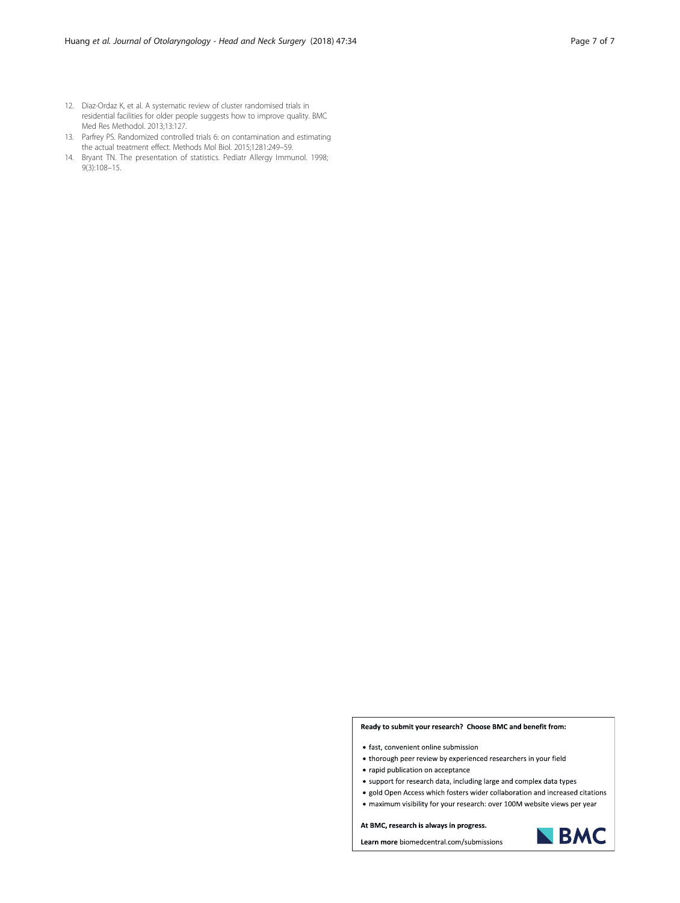12. Diaz-Ordaz K, et al. A systematic review of cluster randomised trials in residential facilities for older people suggests how to improve quality. BMC Med Res Methodol. 2013;13:127.
13. Parfrey PS. Randomized controlled trials 6: on contamination and estimating the actual treatment effect. Methods Mol Biol. 2015;1281:249–59.
14. Bryant TN. The presentation of statistics. Pediatr Allergy Immunol. 1998; 9(3):108–15.

**Ready to submit your research? Choose BMC and benefit from:**

- fast, convenient online submission
- thorough peer review by experienced researchers in your field
- rapid publication on acceptance
- support for research data, including large and complex data types
- gold Open Access which fosters wider collaboration and increased citations
- maximum visibility for your research: over 100M website views per year

**At BMC, research is always in progress.**

**Learn more** biomedcentral.com/submissions

BMC